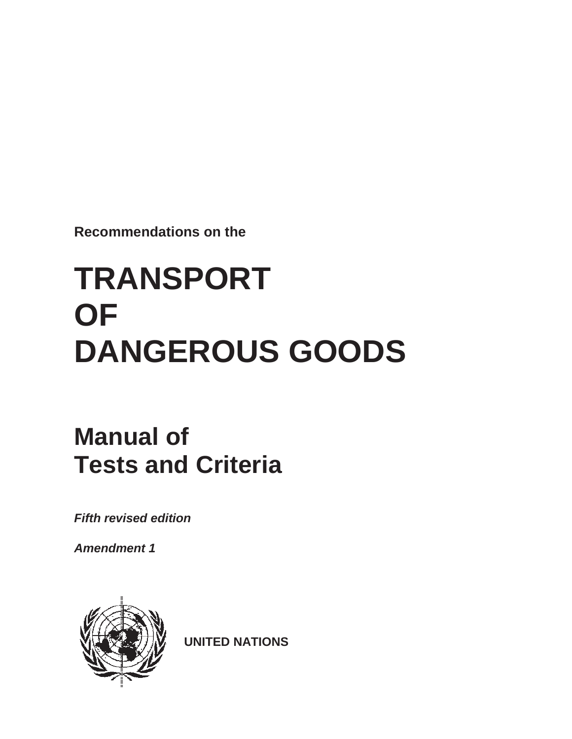**Recommendations on the**

# TRANSPORT OF DANGEROUS GOODS

## Manual of Tests and Criteria

***Fifth revised edition***

***Amendment 1***

**UNITED NATIONS**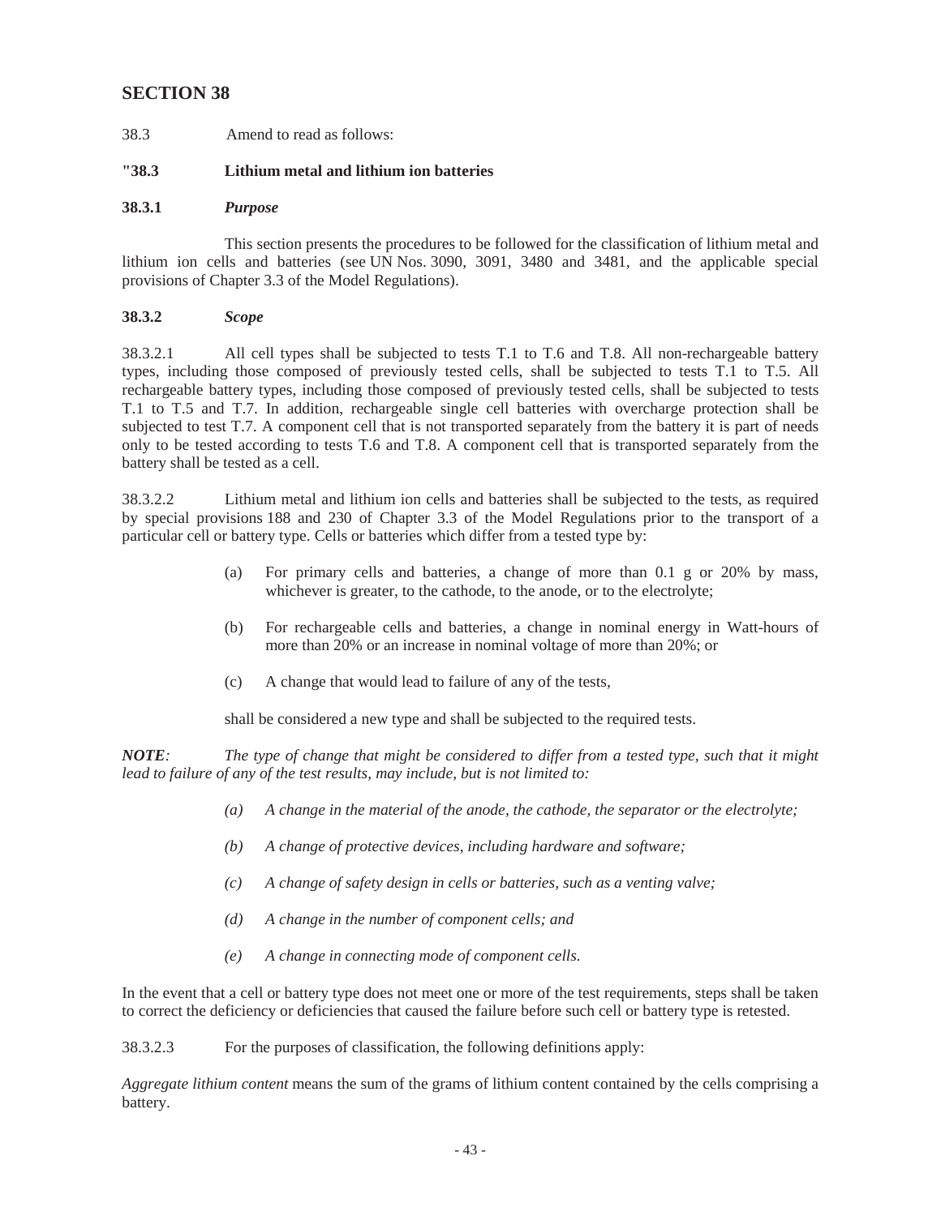## SECTION 38

38.3 Amend to read as follows:

### "38.3 Lithium metal and lithium ion batteries

#### 38.3.1 *Purpose*

This section presents the procedures to be followed for the classification of lithium metal and lithium ion cells and batteries (see UN Nos. 3090, 3091, 3480 and 3481, and the applicable special provisions of Chapter 3.3 of the Model Regulations).

#### 38.3.2 *Scope*

38.3.2.1 All cell types shall be subjected to tests T.1 to T.6 and T.8. All non-rechargeable battery types, including those composed of previously tested cells, shall be subjected to tests T.1 to T.5. All rechargeable battery types, including those composed of previously tested cells, shall be subjected to tests T.1 to T.5 and T.7. In addition, rechargeable single cell batteries with overcharge protection shall be subjected to test T.7. A component cell that is not transported separately from the battery it is part of needs only to be tested according to tests T.6 and T.8. A component cell that is transported separately from the battery shall be tested as a cell.

38.3.2.2 Lithium metal and lithium ion cells and batteries shall be subjected to the tests, as required by special provisions 188 and 230 of Chapter 3.3 of the Model Regulations prior to the transport of a particular cell or battery type. Cells or batteries which differ from a tested type by:

(a) For primary cells and batteries, a change of more than 0.1 g or 20% by mass, whichever is greater, to the cathode, to the anode, or to the electrolyte;

(b) For rechargeable cells and batteries, a change in nominal energy in Watt-hours of more than 20% or an increase in nominal voltage of more than 20%; or

(c) A change that would lead to failure of any of the tests,

shall be considered a new type and shall be subjected to the required tests.

***NOTE**: The type of change that might be considered to differ from a tested type, such that it might lead to failure of any of the test results, may include, but is not limited to:*

*(a) A change in the material of the anode, the cathode, the separator or the electrolyte;*

*(b) A change of protective devices, including hardware and software;*

*(c) A change of safety design in cells or batteries, such as a venting valve;*

*(d) A change in the number of component cells; and*

*(e) A change in connecting mode of component cells.*

In the event that a cell or battery type does not meet one or more of the test requirements, steps shall be taken to correct the deficiency or deficiencies that caused the failure before such cell or battery type is retested.

38.3.2.3 For the purposes of classification, the following definitions apply:

*Aggregate lithium content* means the sum of the grams of lithium content contained by the cells comprising a battery.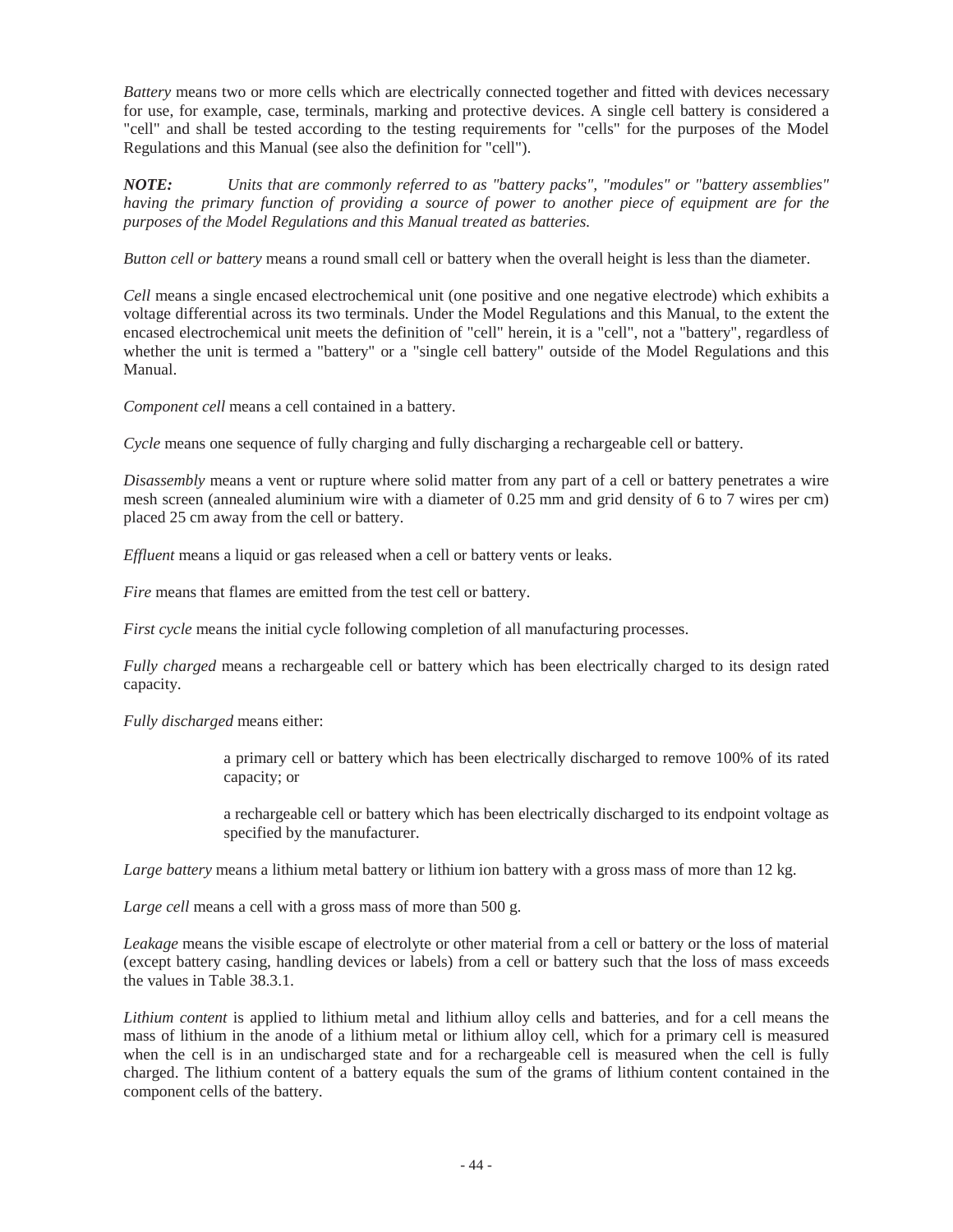*Battery* means two or more cells which are electrically connected together and fitted with devices necessary for use, for example, case, terminals, marking and protective devices. A single cell battery is considered a "cell" and shall be tested according to the testing requirements for "cells" for the purposes of the Model Regulations and this Manual (see also the definition for "cell").

***NOTE:*** *Units that are commonly referred to as "battery packs", "modules" or "battery assemblies" having the primary function of providing a source of power to another piece of equipment are for the purposes of the Model Regulations and this Manual treated as batteries.*

*Button cell or battery* means a round small cell or battery when the overall height is less than the diameter.

*Cell* means a single encased electrochemical unit (one positive and one negative electrode) which exhibits a voltage differential across its two terminals. Under the Model Regulations and this Manual, to the extent the encased electrochemical unit meets the definition of "cell" herein, it is a "cell", not a "battery", regardless of whether the unit is termed a "battery" or a "single cell battery" outside of the Model Regulations and this Manual.

*Component cell* means a cell contained in a battery.

*Cycle* means one sequence of fully charging and fully discharging a rechargeable cell or battery.

*Disassembly* means a vent or rupture where solid matter from any part of a cell or battery penetrates a wire mesh screen (annealed aluminium wire with a diameter of 0.25 mm and grid density of 6 to 7 wires per cm) placed 25 cm away from the cell or battery.

*Effluent* means a liquid or gas released when a cell or battery vents or leaks.

*Fire* means that flames are emitted from the test cell or battery.

*First cycle* means the initial cycle following completion of all manufacturing processes.

*Fully charged* means a rechargeable cell or battery which has been electrically charged to its design rated capacity.

*Fully discharged* means either:

> a primary cell or battery which has been electrically discharged to remove 100% of its rated capacity; or
>
> a rechargeable cell or battery which has been electrically discharged to its endpoint voltage as specified by the manufacturer.

*Large battery* means a lithium metal battery or lithium ion battery with a gross mass of more than 12 kg.

*Large cell* means a cell with a gross mass of more than 500 g.

*Leakage* means the visible escape of electrolyte or other material from a cell or battery or the loss of material (except battery casing, handling devices or labels) from a cell or battery such that the loss of mass exceeds the values in Table 38.3.1.

*Lithium content* is applied to lithium metal and lithium alloy cells and batteries, and for a cell means the mass of lithium in the anode of a lithium metal or lithium alloy cell, which for a primary cell is measured when the cell is in an undischarged state and for a rechargeable cell is measured when the cell is fully charged. The lithium content of a battery equals the sum of the grams of lithium content contained in the component cells of the battery.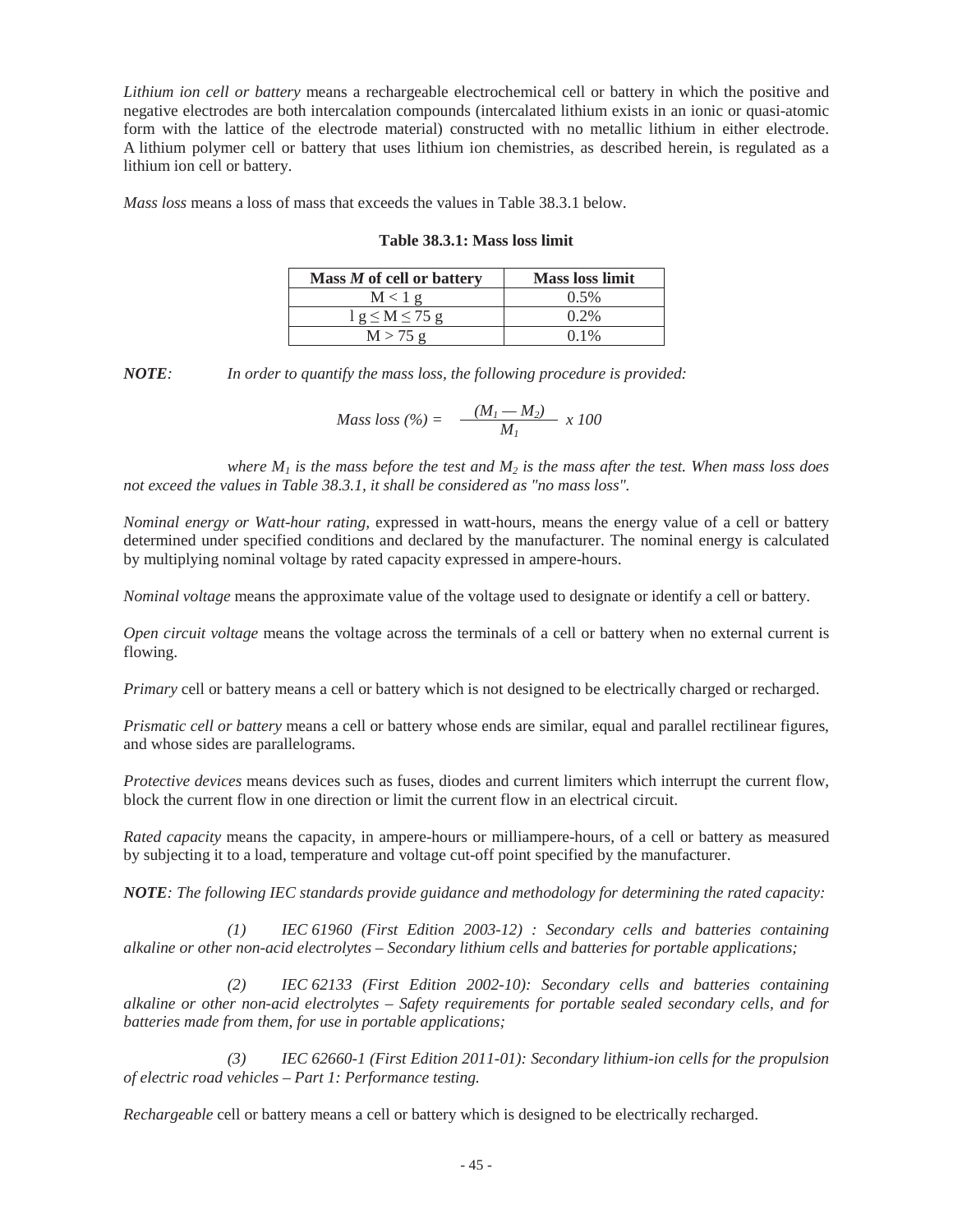*Lithium ion cell or battery* means a rechargeable electrochemical cell or battery in which the positive and negative electrodes are both intercalation compounds (intercalated lithium exists in an ionic or quasi-atomic form with the lattice of the electrode material) constructed with no metallic lithium in either electrode. A lithium polymer cell or battery that uses lithium ion chemistries, as described herein, is regulated as a lithium ion cell or battery.

*Mass loss* means a loss of mass that exceeds the values in Table 38.3.1 below.

**Table 38.3.1: Mass loss limit**

| Mass *M* of cell or battery | Mass loss limit |
|---|---|
| $M < 1$ g | 0.5% |
| $1 \text{ g} \leq M \leq 75$ g | 0.2% |
| $M > 75$ g | 0.1% |

***NOTE**: In order to quantify the mass loss, the following procedure is provided:*

$$\text{Mass loss (\%)} = \frac{(M_1 - M_2)}{M_1} \times 100$$

*where $M_1$ is the mass before the test and $M_2$ is the mass after the test. When mass loss does not exceed the values in Table 38.3.1, it shall be considered as "no mass loss".*

*Nominal energy or Watt-hour rating*, expressed in watt-hours, means the energy value of a cell or battery determined under specified conditions and declared by the manufacturer. The nominal energy is calculated by multiplying nominal voltage by rated capacity expressed in ampere-hours.

*Nominal voltage* means the approximate value of the voltage used to designate or identify a cell or battery.

*Open circuit voltage* means the voltage across the terminals of a cell or battery when no external current is flowing.

*Primary* cell or battery means a cell or battery which is not designed to be electrically charged or recharged.

*Prismatic cell or battery* means a cell or battery whose ends are similar, equal and parallel rectilinear figures, and whose sides are parallelograms.

*Protective devices* means devices such as fuses, diodes and current limiters which interrupt the current flow, block the current flow in one direction or limit the current flow in an electrical circuit.

*Rated capacity* means the capacity, in ampere-hours or milliampere-hours, of a cell or battery as measured by subjecting it to a load, temperature and voltage cut-off point specified by the manufacturer.

***NOTE**: The following IEC standards provide guidance and methodology for determining the rated capacity:*

*(1) IEC 61960 (First Edition 2003-12) : Secondary cells and batteries containing alkaline or other non-acid electrolytes – Secondary lithium cells and batteries for portable applications;*

*(2) IEC 62133 (First Edition 2002-10): Secondary cells and batteries containing alkaline or other non-acid electrolytes – Safety requirements for portable sealed secondary cells, and for batteries made from them, for use in portable applications;*

*(3) IEC 62660-1 (First Edition 2011-01): Secondary lithium-ion cells for the propulsion of electric road vehicles – Part 1: Performance testing.*

*Rechargeable* cell or battery means a cell or battery which is designed to be electrically recharged.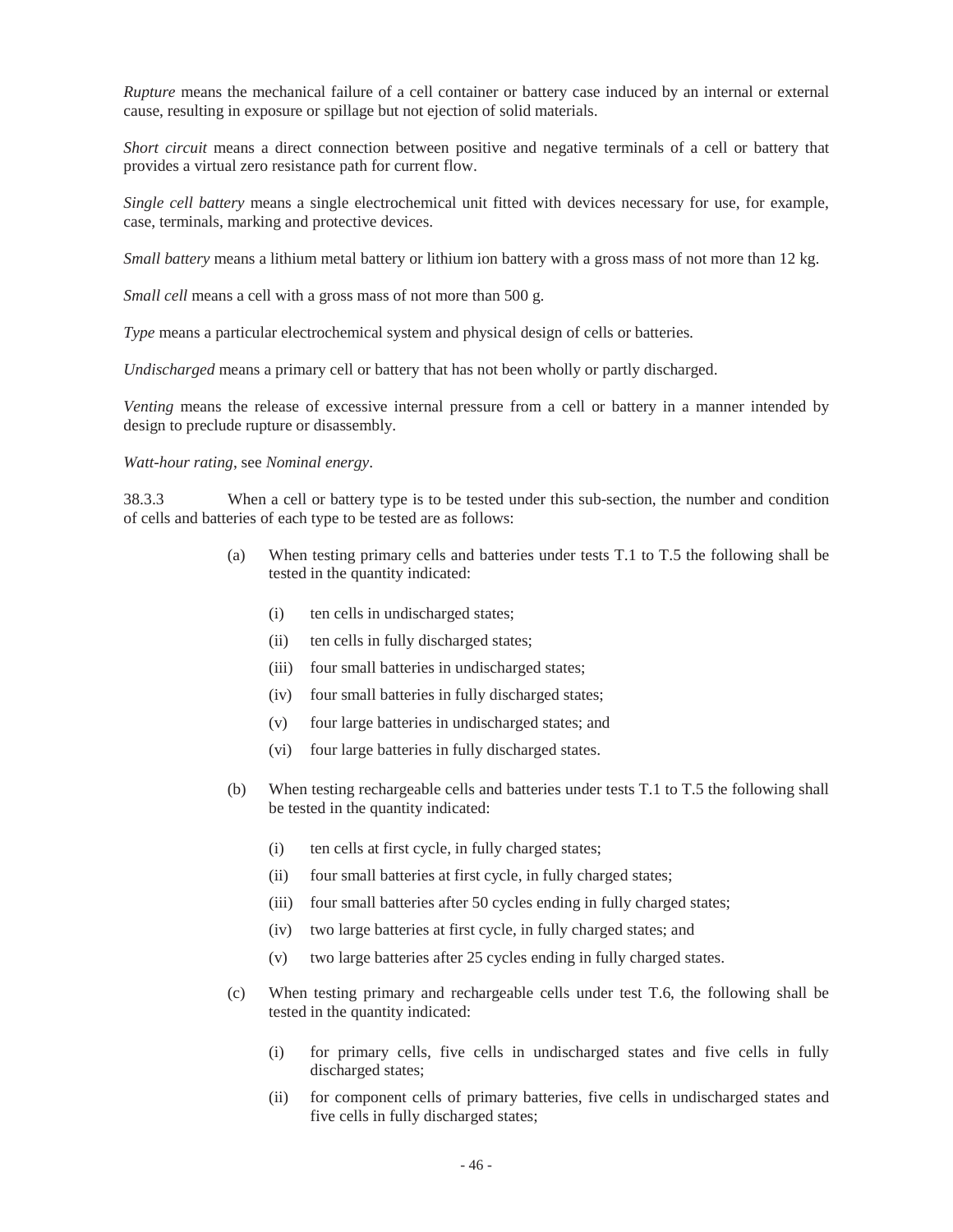*Rupture* means the mechanical failure of a cell container or battery case induced by an internal or external cause, resulting in exposure or spillage but not ejection of solid materials.

*Short circuit* means a direct connection between positive and negative terminals of a cell or battery that provides a virtual zero resistance path for current flow.

*Single cell battery* means a single electrochemical unit fitted with devices necessary for use, for example, case, terminals, marking and protective devices.

*Small battery* means a lithium metal battery or lithium ion battery with a gross mass of not more than 12 kg.

*Small cell* means a cell with a gross mass of not more than 500 g.

*Type* means a particular electrochemical system and physical design of cells or batteries.

*Undischarged* means a primary cell or battery that has not been wholly or partly discharged.

*Venting* means the release of excessive internal pressure from a cell or battery in a manner intended by design to preclude rupture or disassembly.

*Watt-hour rating*, see *Nominal energy*.

38.3.3 When a cell or battery type is to be tested under this sub-section, the number and condition of cells and batteries of each type to be tested are as follows:

(a) When testing primary cells and batteries under tests T.1 to T.5 the following shall be tested in the quantity indicated:

- (i) ten cells in undischarged states;
- (ii) ten cells in fully discharged states;
- (iii) four small batteries in undischarged states;
- (iv) four small batteries in fully discharged states;
- (v) four large batteries in undischarged states; and
- (vi) four large batteries in fully discharged states.

(b) When testing rechargeable cells and batteries under tests T.1 to T.5 the following shall be tested in the quantity indicated:

- (i) ten cells at first cycle, in fully charged states;
- (ii) four small batteries at first cycle, in fully charged states;
- (iii) four small batteries after 50 cycles ending in fully charged states;
- (iv) two large batteries at first cycle, in fully charged states; and
- (v) two large batteries after 25 cycles ending in fully charged states.

(c) When testing primary and rechargeable cells under test T.6, the following shall be tested in the quantity indicated:

- (i) for primary cells, five cells in undischarged states and five cells in fully discharged states;
- (ii) for component cells of primary batteries, five cells in undischarged states and five cells in fully discharged states;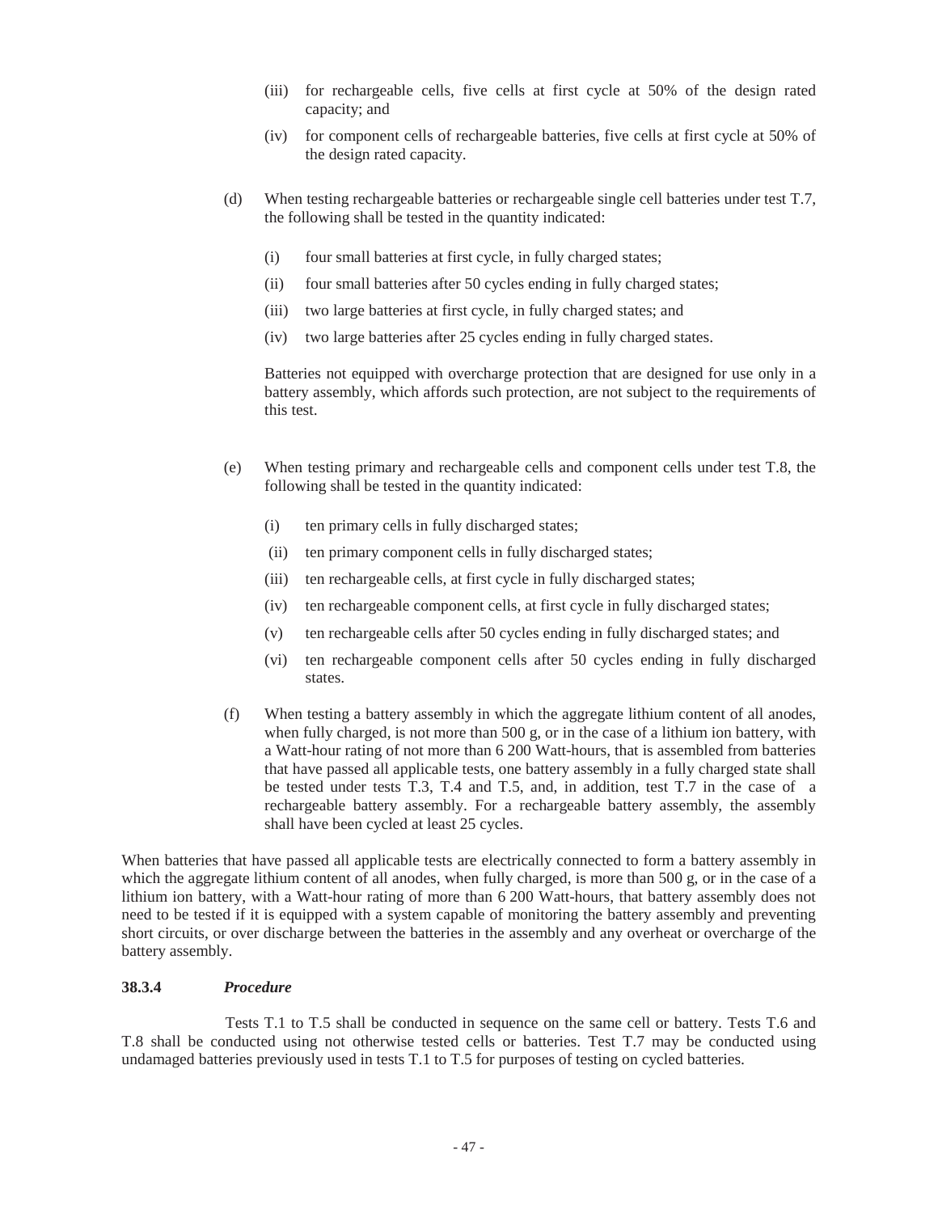(iii) for rechargeable cells, five cells at first cycle at 50% of the design rated capacity; and

(iv) for component cells of rechargeable batteries, five cells at first cycle at 50% of the design rated capacity.

(d) When testing rechargeable batteries or rechargeable single cell batteries under test T.7, the following shall be tested in the quantity indicated:

(i) four small batteries at first cycle, in fully charged states;

(ii) four small batteries after 50 cycles ending in fully charged states;

(iii) two large batteries at first cycle, in fully charged states; and

(iv) two large batteries after 25 cycles ending in fully charged states.

Batteries not equipped with overcharge protection that are designed for use only in a battery assembly, which affords such protection, are not subject to the requirements of this test.

(e) When testing primary and rechargeable cells and component cells under test T.8, the following shall be tested in the quantity indicated:

(i) ten primary cells in fully discharged states;

(ii) ten primary component cells in fully discharged states;

(iii) ten rechargeable cells, at first cycle in fully discharged states;

(iv) ten rechargeable component cells, at first cycle in fully discharged states;

(v) ten rechargeable cells after 50 cycles ending in fully discharged states; and

(vi) ten rechargeable component cells after 50 cycles ending in fully discharged states.

(f) When testing a battery assembly in which the aggregate lithium content of all anodes, when fully charged, is not more than 500 g, or in the case of a lithium ion battery, with a Watt-hour rating of not more than 6 200 Watt-hours, that is assembled from batteries that have passed all applicable tests, one battery assembly in a fully charged state shall be tested under tests T.3, T.4 and T.5, and, in addition, test T.7 in the case of a rechargeable battery assembly. For a rechargeable battery assembly, the assembly shall have been cycled at least 25 cycles.

When batteries that have passed all applicable tests are electrically connected to form a battery assembly in which the aggregate lithium content of all anodes, when fully charged, is more than 500 g, or in the case of a lithium ion battery, with a Watt-hour rating of more than 6 200 Watt-hours, that battery assembly does not need to be tested if it is equipped with a system capable of monitoring the battery assembly and preventing short circuits, or over discharge between the batteries in the assembly and any overheat or overcharge of the battery assembly.

### 38.3.4 *Procedure*

Tests T.1 to T.5 shall be conducted in sequence on the same cell or battery. Tests T.6 and T.8 shall be conducted using not otherwise tested cells or batteries. Test T.7 may be conducted using undamaged batteries previously used in tests T.1 to T.5 for purposes of testing on cycled batteries.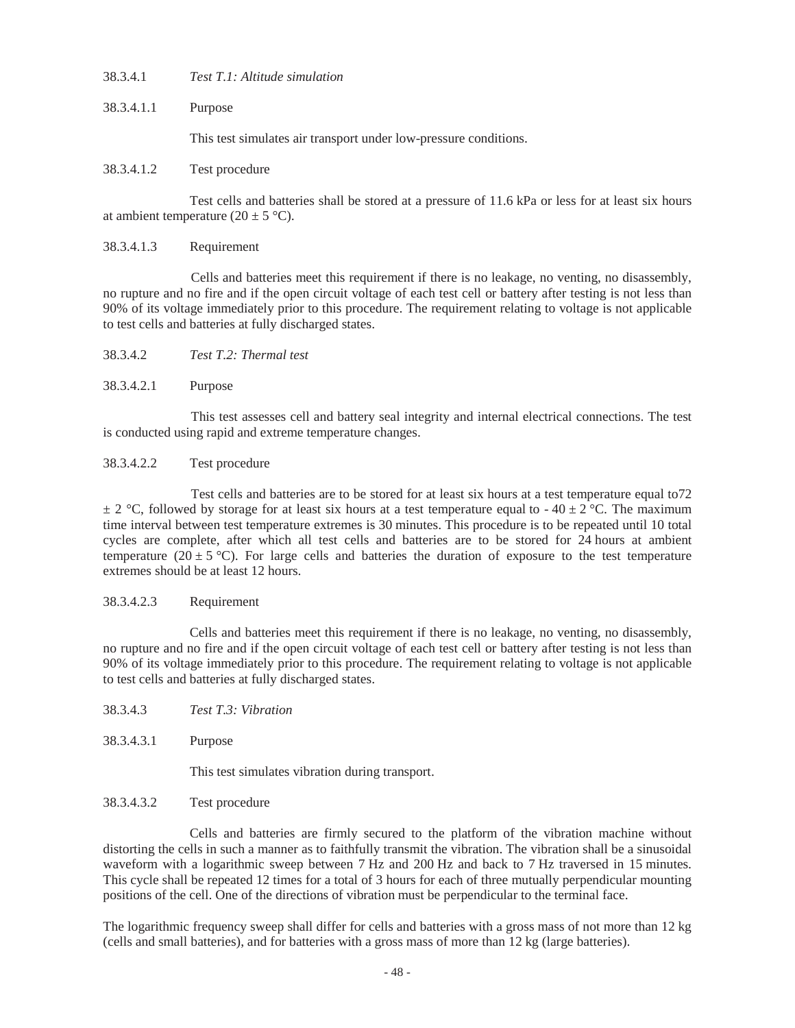38.3.4.1 *Test T.1: Altitude simulation*

38.3.4.1.1 Purpose

This test simulates air transport under low-pressure conditions.

38.3.4.1.2 Test procedure

Test cells and batteries shall be stored at a pressure of 11.6 kPa or less for at least six hours at ambient temperature (20 ± 5 °C).

38.3.4.1.3 Requirement

Cells and batteries meet this requirement if there is no leakage, no venting, no disassembly, no rupture and no fire and if the open circuit voltage of each test cell or battery after testing is not less than 90% of its voltage immediately prior to this procedure. The requirement relating to voltage is not applicable to test cells and batteries at fully discharged states.

38.3.4.2 *Test T.2: Thermal test*

38.3.4.2.1 Purpose

This test assesses cell and battery seal integrity and internal electrical connections. The test is conducted using rapid and extreme temperature changes.

38.3.4.2.2 Test procedure

Test cells and batteries are to be stored for at least six hours at a test temperature equal to72 ± 2 °C, followed by storage for at least six hours at a test temperature equal to - 40 ± 2 °C. The maximum time interval between test temperature extremes is 30 minutes. This procedure is to be repeated until 10 total cycles are complete, after which all test cells and batteries are to be stored for 24 hours at ambient temperature (20 ± 5 °C). For large cells and batteries the duration of exposure to the test temperature extremes should be at least 12 hours.

38.3.4.2.3 Requirement

Cells and batteries meet this requirement if there is no leakage, no venting, no disassembly, no rupture and no fire and if the open circuit voltage of each test cell or battery after testing is not less than 90% of its voltage immediately prior to this procedure. The requirement relating to voltage is not applicable to test cells and batteries at fully discharged states.

38.3.4.3 *Test T.3: Vibration*

38.3.4.3.1 Purpose

This test simulates vibration during transport.

38.3.4.3.2 Test procedure

Cells and batteries are firmly secured to the platform of the vibration machine without distorting the cells in such a manner as to faithfully transmit the vibration. The vibration shall be a sinusoidal waveform with a logarithmic sweep between 7 Hz and 200 Hz and back to 7 Hz traversed in 15 minutes. This cycle shall be repeated 12 times for a total of 3 hours for each of three mutually perpendicular mounting positions of the cell. One of the directions of vibration must be perpendicular to the terminal face.

The logarithmic frequency sweep shall differ for cells and batteries with a gross mass of not more than 12 kg (cells and small batteries), and for batteries with a gross mass of more than 12 kg (large batteries).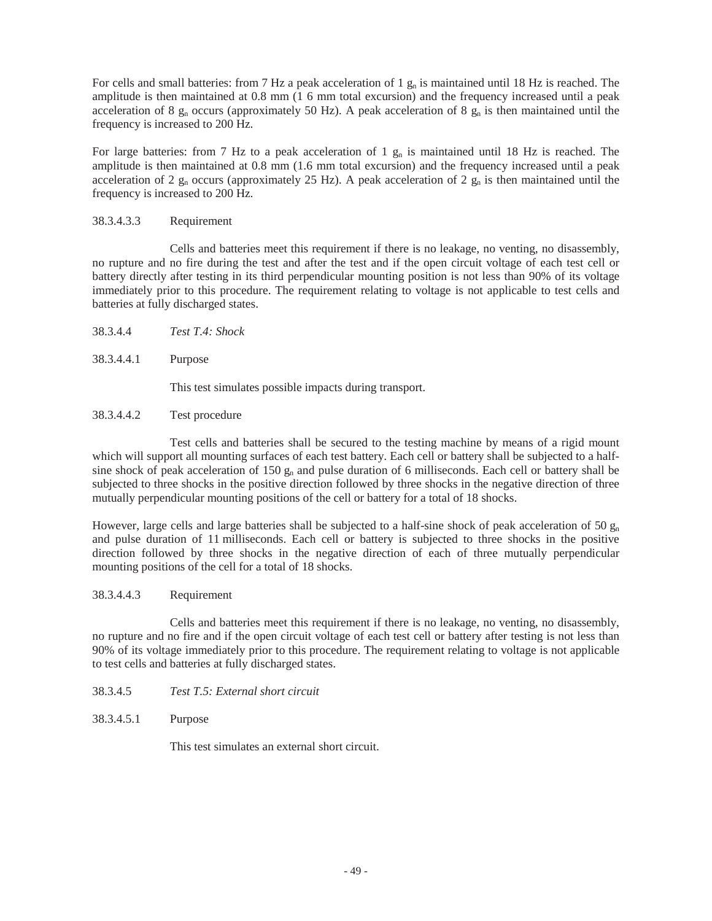For cells and small batteries: from 7 Hz a peak acceleration of 1 $g_n$ is maintained until 18 Hz is reached. The amplitude is then maintained at 0.8 mm (1 6 mm total excursion) and the frequency increased until a peak acceleration of 8 $g_n$ occurs (approximately 50 Hz). A peak acceleration of 8 $g_n$ is then maintained until the frequency is increased to 200 Hz.

For large batteries: from 7 Hz to a peak acceleration of 1 $g_n$ is maintained until 18 Hz is reached. The amplitude is then maintained at 0.8 mm (1.6 mm total excursion) and the frequency increased until a peak acceleration of 2 $g_n$ occurs (approximately 25 Hz). A peak acceleration of 2 $g_n$ is then maintained until the frequency is increased to 200 Hz.

38.3.4.3.3 Requirement

Cells and batteries meet this requirement if there is no leakage, no venting, no disassembly, no rupture and no fire during the test and after the test and if the open circuit voltage of each test cell or battery directly after testing in its third perpendicular mounting position is not less than 90% of its voltage immediately prior to this procedure. The requirement relating to voltage is not applicable to test cells and batteries at fully discharged states.

38.3.4.4 *Test T.4: Shock*

38.3.4.4.1 Purpose

This test simulates possible impacts during transport.

38.3.4.4.2 Test procedure

Test cells and batteries shall be secured to the testing machine by means of a rigid mount which will support all mounting surfaces of each test battery. Each cell or battery shall be subjected to a half-sine shock of peak acceleration of 150 $g_n$ and pulse duration of 6 milliseconds. Each cell or battery shall be subjected to three shocks in the positive direction followed by three shocks in the negative direction of three mutually perpendicular mounting positions of the cell or battery for a total of 18 shocks.

However, large cells and large batteries shall be subjected to a half-sine shock of peak acceleration of 50 $g_n$ and pulse duration of 11 milliseconds. Each cell or battery is subjected to three shocks in the positive direction followed by three shocks in the negative direction of each of three mutually perpendicular mounting positions of the cell for a total of 18 shocks.

38.3.4.4.3 Requirement

Cells and batteries meet this requirement if there is no leakage, no venting, no disassembly, no rupture and no fire and if the open circuit voltage of each test cell or battery after testing is not less than 90% of its voltage immediately prior to this procedure. The requirement relating to voltage is not applicable to test cells and batteries at fully discharged states.

38.3.4.5 *Test T.5: External short circuit*

38.3.4.5.1 Purpose

This test simulates an external short circuit.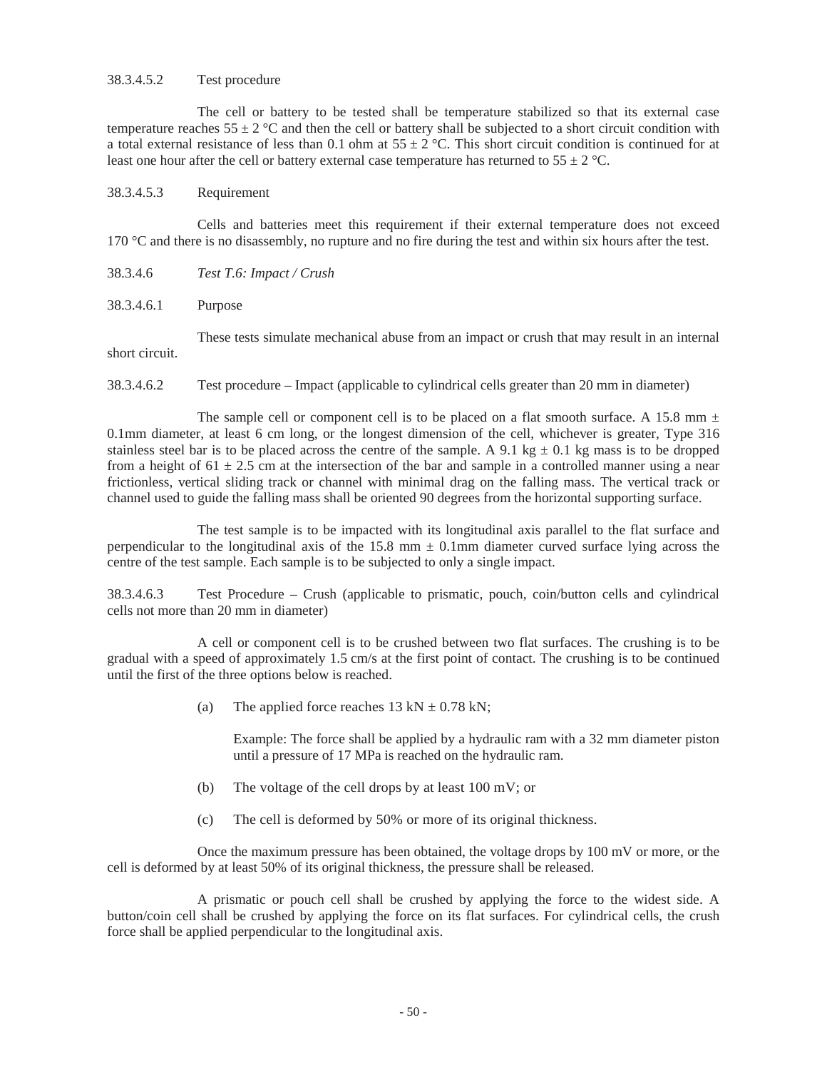38.3.4.5.2 Test procedure

The cell or battery to be tested shall be temperature stabilized so that its external case temperature reaches 55 ± 2 °C and then the cell or battery shall be subjected to a short circuit condition with a total external resistance of less than 0.1 ohm at 55 ± 2 °C. This short circuit condition is continued for at least one hour after the cell or battery external case temperature has returned to 55 ± 2 °C.

38.3.4.5.3 Requirement

Cells and batteries meet this requirement if their external temperature does not exceed 170 °C and there is no disassembly, no rupture and no fire during the test and within six hours after the test.

38.3.4.6 *Test T.6: Impact / Crush*

38.3.4.6.1 Purpose

These tests simulate mechanical abuse from an impact or crush that may result in an internal short circuit.

38.3.4.6.2 Test procedure – Impact (applicable to cylindrical cells greater than 20 mm in diameter)

The sample cell or component cell is to be placed on a flat smooth surface. A 15.8 mm ± 0.1mm diameter, at least 6 cm long, or the longest dimension of the cell, whichever is greater, Type 316 stainless steel bar is to be placed across the centre of the sample. A 9.1 kg ± 0.1 kg mass is to be dropped from a height of 61 ± 2.5 cm at the intersection of the bar and sample in a controlled manner using a near frictionless, vertical sliding track or channel with minimal drag on the falling mass. The vertical track or channel used to guide the falling mass shall be oriented 90 degrees from the horizontal supporting surface.

The test sample is to be impacted with its longitudinal axis parallel to the flat surface and perpendicular to the longitudinal axis of the 15.8 mm ± 0.1mm diameter curved surface lying across the centre of the test sample. Each sample is to be subjected to only a single impact.

38.3.4.6.3 Test Procedure – Crush (applicable to prismatic, pouch, coin/button cells and cylindrical cells not more than 20 mm in diameter)

A cell or component cell is to be crushed between two flat surfaces. The crushing is to be gradual with a speed of approximately 1.5 cm/s at the first point of contact. The crushing is to be continued until the first of the three options below is reached.

(a) The applied force reaches 13 kN ± 0.78 kN;

Example: The force shall be applied by a hydraulic ram with a 32 mm diameter piston until a pressure of 17 MPa is reached on the hydraulic ram.

(b) The voltage of the cell drops by at least 100 mV; or

(c) The cell is deformed by 50% or more of its original thickness.

Once the maximum pressure has been obtained, the voltage drops by 100 mV or more, or the cell is deformed by at least 50% of its original thickness, the pressure shall be released.

A prismatic or pouch cell shall be crushed by applying the force to the widest side. A button/coin cell shall be crushed by applying the force on its flat surfaces. For cylindrical cells, the crush force shall be applied perpendicular to the longitudinal axis.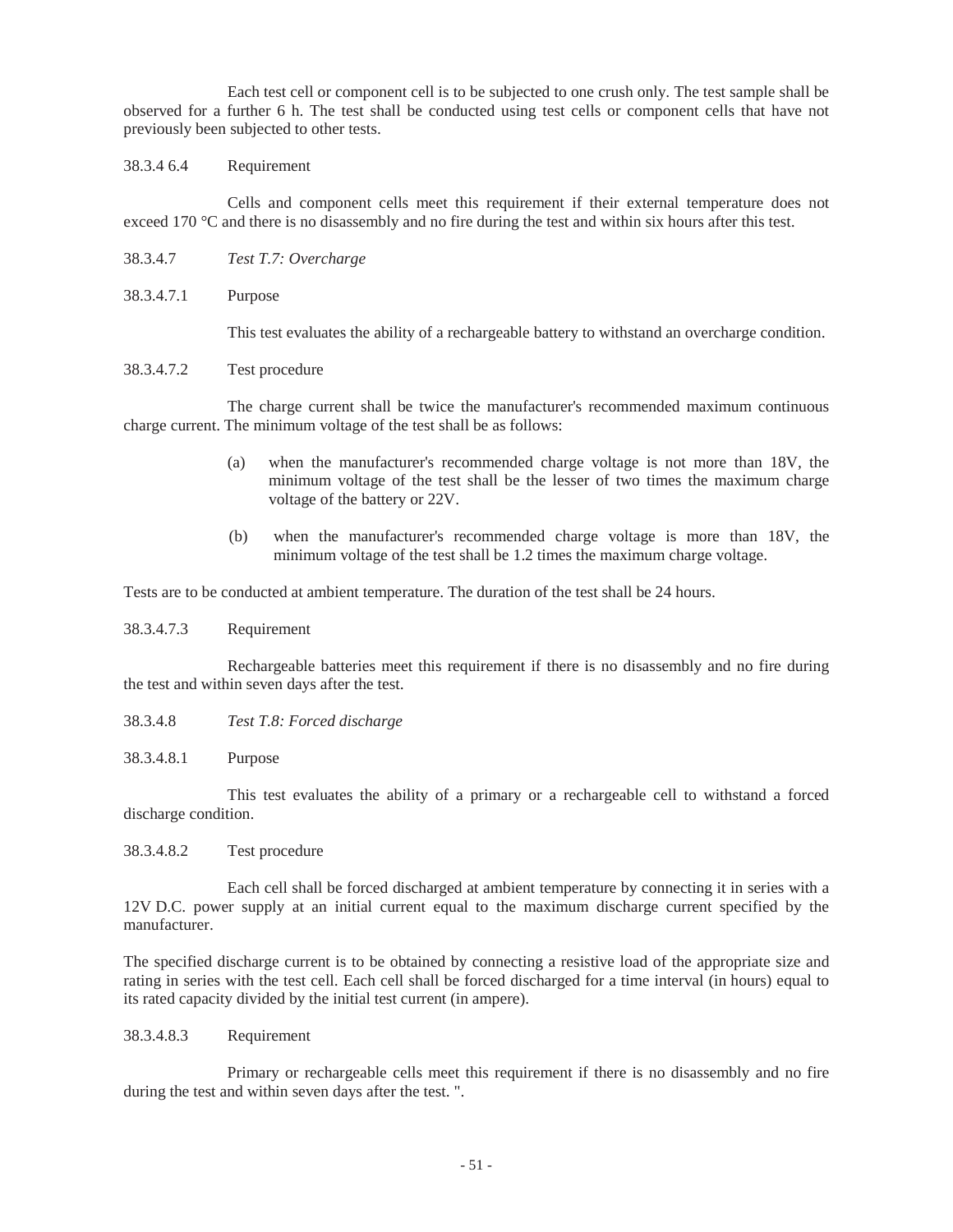Each test cell or component cell is to be subjected to one crush only. The test sample shall be observed for a further 6 h. The test shall be conducted using test cells or component cells that have not previously been subjected to other tests.

38.3.4 6.4 Requirement

Cells and component cells meet this requirement if their external temperature does not exceed 170 °C and there is no disassembly and no fire during the test and within six hours after this test.

38.3.4.7 *Test T.7: Overcharge*

38.3.4.7.1 Purpose

This test evaluates the ability of a rechargeable battery to withstand an overcharge condition.

38.3.4.7.2 Test procedure

The charge current shall be twice the manufacturer's recommended maximum continuous charge current. The minimum voltage of the test shall be as follows:

(a) when the manufacturer's recommended charge voltage is not more than 18V, the minimum voltage of the test shall be the lesser of two times the maximum charge voltage of the battery or 22V.

(b) when the manufacturer's recommended charge voltage is more than 18V, the minimum voltage of the test shall be 1.2 times the maximum charge voltage.

Tests are to be conducted at ambient temperature. The duration of the test shall be 24 hours.

38.3.4.7.3 Requirement

Rechargeable batteries meet this requirement if there is no disassembly and no fire during the test and within seven days after the test.

38.3.4.8 *Test T.8: Forced discharge*

38.3.4.8.1 Purpose

This test evaluates the ability of a primary or a rechargeable cell to withstand a forced discharge condition.

38.3.4.8.2 Test procedure

Each cell shall be forced discharged at ambient temperature by connecting it in series with a 12V D.C. power supply at an initial current equal to the maximum discharge current specified by the manufacturer.

The specified discharge current is to be obtained by connecting a resistive load of the appropriate size and rating in series with the test cell. Each cell shall be forced discharged for a time interval (in hours) equal to its rated capacity divided by the initial test current (in ampere).

38.3.4.8.3 Requirement

Primary or rechargeable cells meet this requirement if there is no disassembly and no fire during the test and within seven days after the test. ".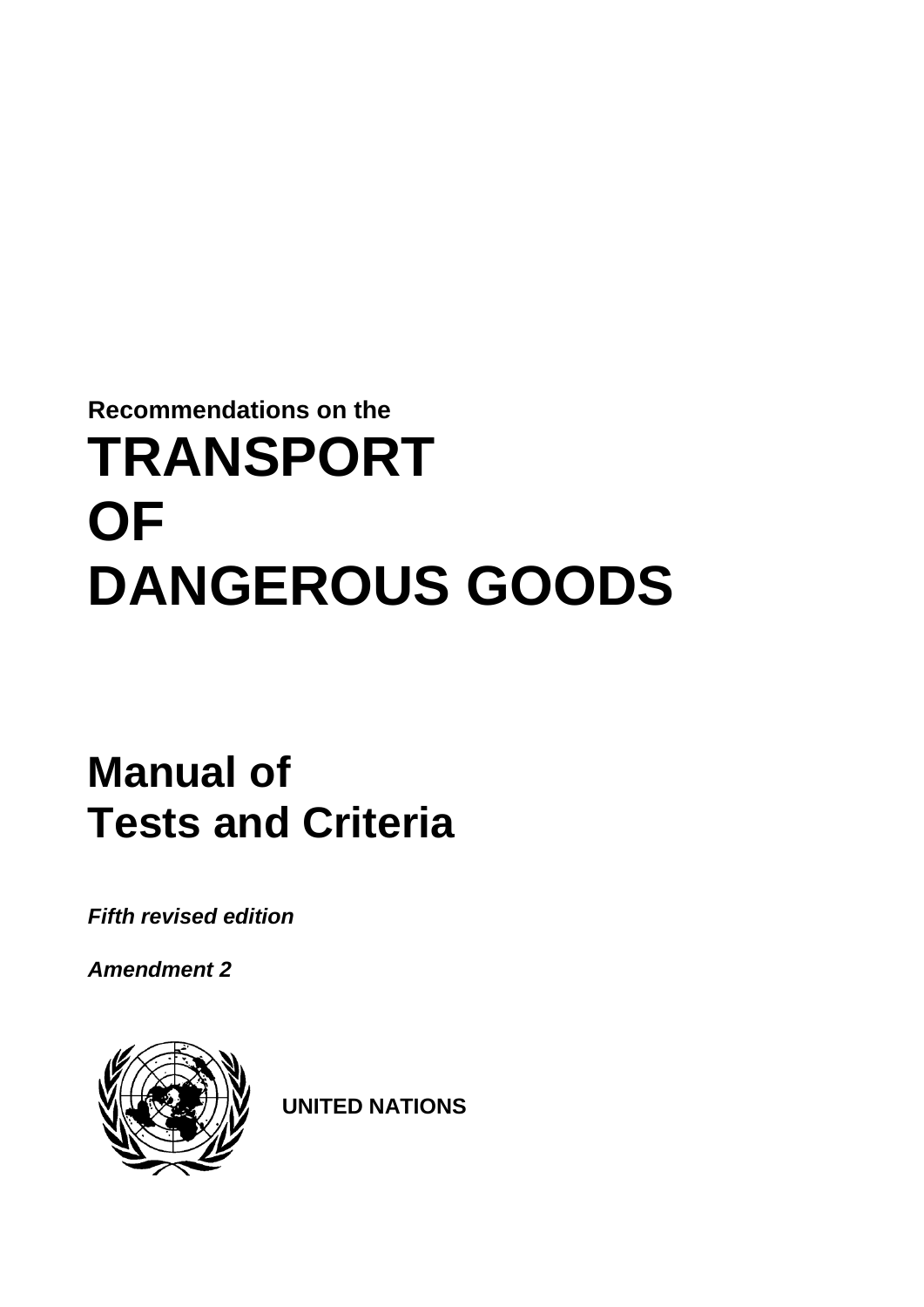Recommendations on the

# TRANSPORT OF DANGEROUS GOODS

# Manual of Tests and Criteria

***Fifth revised edition***

***Amendment 2***

**UNITED NATIONS**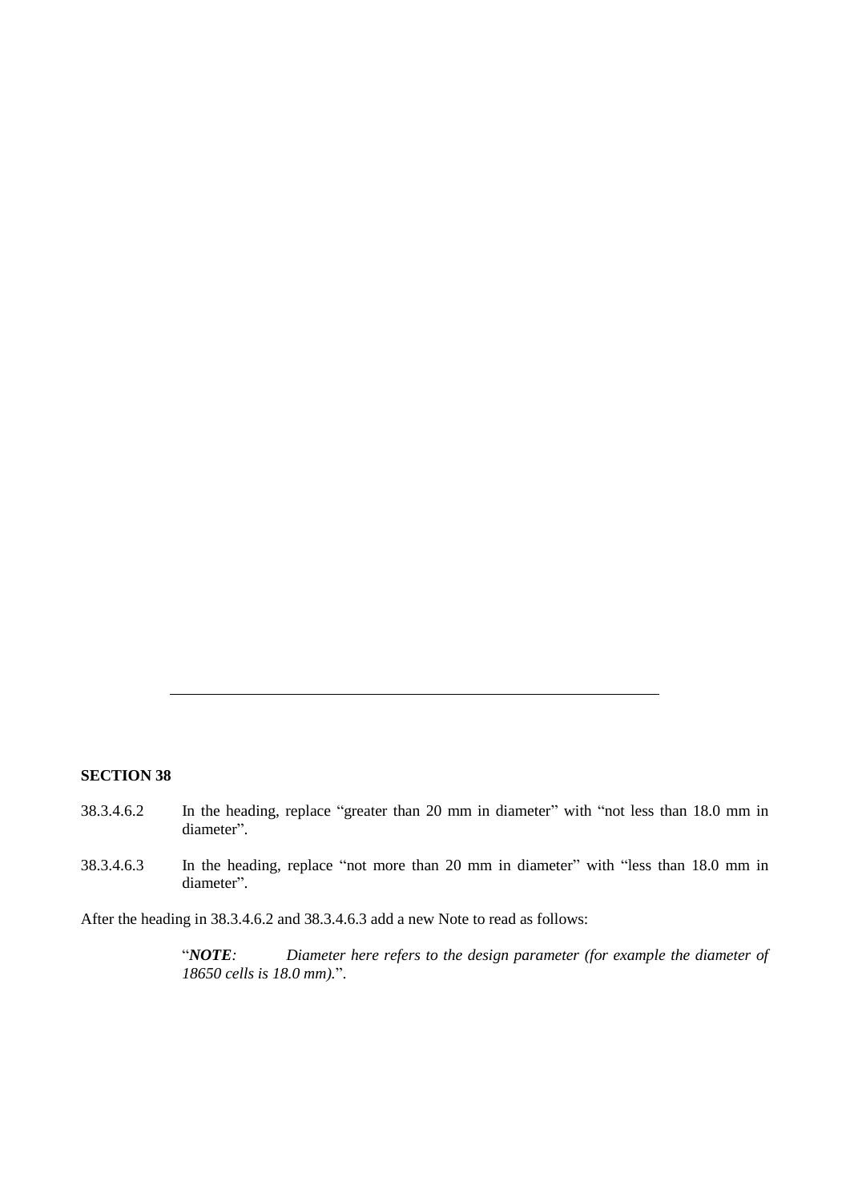**SECTION 38**

38.3.4.6.2 In the heading, replace "greater than 20 mm in diameter" with "not less than 18.0 mm in diameter".

38.3.4.6.3 In the heading, replace "not more than 20 mm in diameter" with "less than 18.0 mm in diameter".

After the heading in 38.3.4.6.2 and 38.3.4.6.3 add a new Note to read as follows:

> "***NOTE:*** *Diameter here refers to the design parameter (for example the diameter of 18650 cells is 18.0 mm).*".